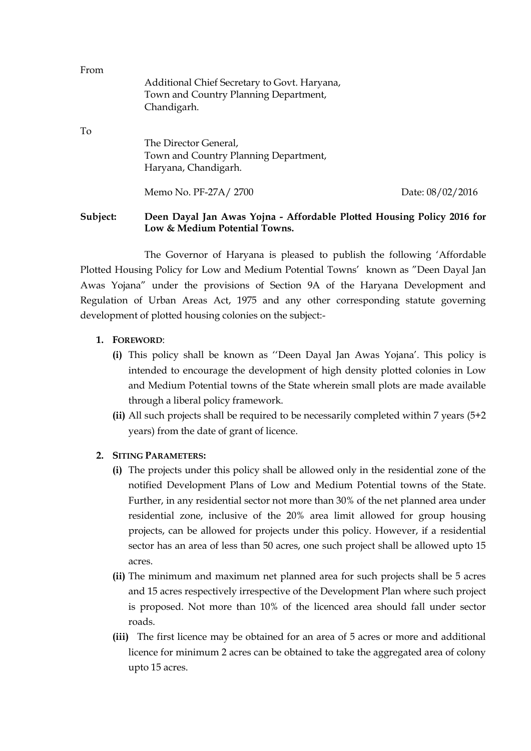From

Additional Chief Secretary to Govt. Haryana,
Town and Country Planning Department,
Chandigarh.

To

The Director General,
Town and Country Planning Department,
Haryana, Chandigarh.

Memo No. PF-27A/ 2700 Date: 08/02/2016

**Subject: Deen Dayal Jan Awas Yojna - Affordable Plotted Housing Policy 2016 for Low & Medium Potential Towns.**

The Governor of Haryana is pleased to publish the following 'Affordable Plotted Housing Policy for Low and Medium Potential Towns' known as "Deen Dayal Jan Awas Yojana" under the provisions of Section 9A of the Haryana Development and Regulation of Urban Areas Act, 1975 and any other corresponding statute governing development of plotted housing colonies on the subject:-

1. **FOREWORD**:
   - **(i)** This policy shall be known as ''Deen Dayal Jan Awas Yojana'. This policy is intended to encourage the development of high density plotted colonies in Low and Medium Potential towns of the State wherein small plots are made available through a liberal policy framework.
   - **(ii)** All such projects shall be required to be necessarily completed within 7 years (5+2 years) from the date of grant of licence.

2. **SITING PARAMETERS:**
   - **(i)** The projects under this policy shall be allowed only in the residential zone of the notified Development Plans of Low and Medium Potential towns of the State. Further, in any residential sector not more than 30% of the net planned area under residential zone, inclusive of the 20% area limit allowed for group housing projects, can be allowed for projects under this policy. However, if a residential sector has an area of less than 50 acres, one such project shall be allowed upto 15 acres.
   - **(ii)** The minimum and maximum net planned area for such projects shall be 5 acres and 15 acres respectively irrespective of the Development Plan where such project is proposed. Not more than 10% of the licenced area should fall under sector roads.
   - **(iii)** The first licence may be obtained for an area of 5 acres or more and additional licence for minimum 2 acres can be obtained to take the aggregated area of colony upto 15 acres.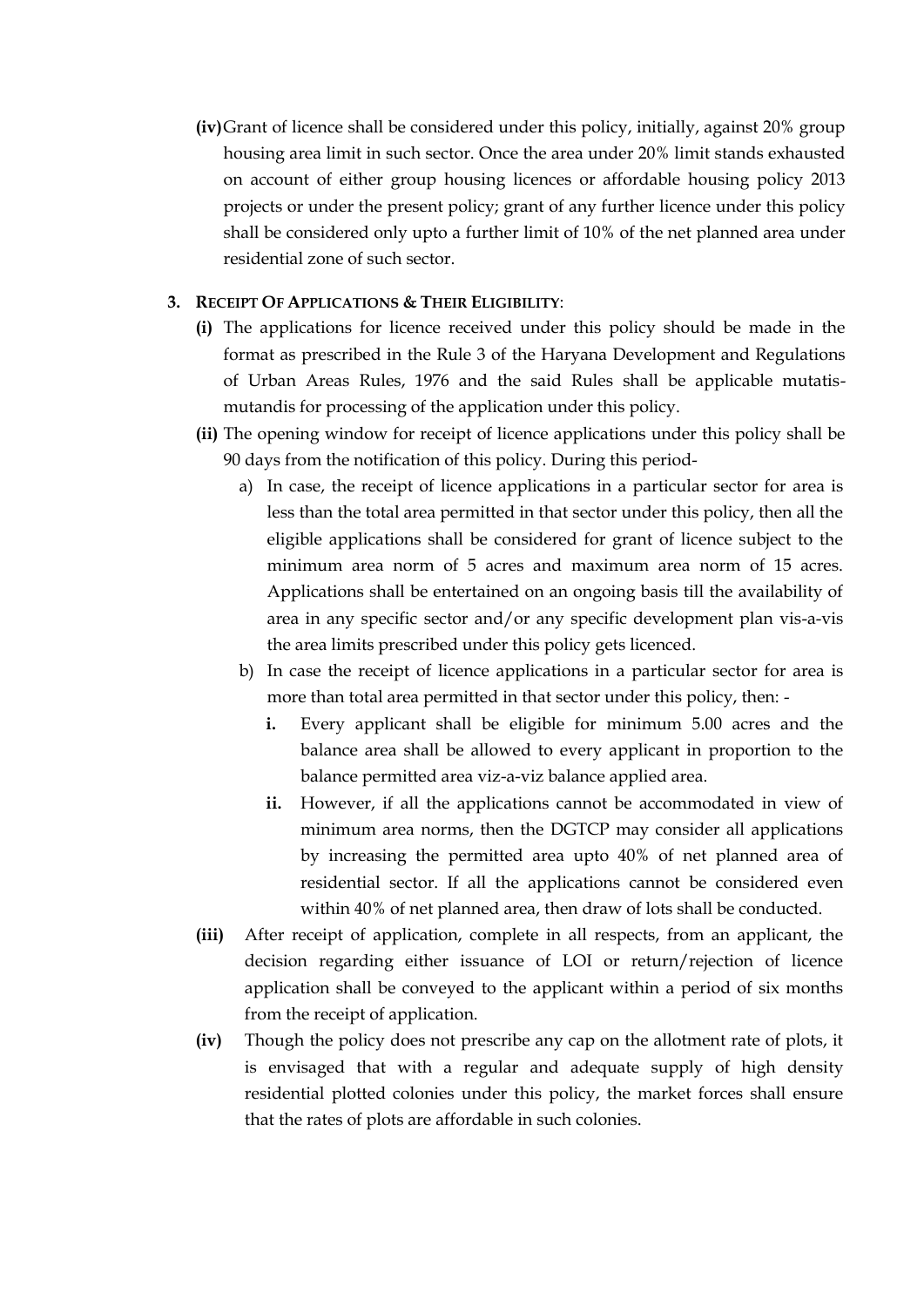**(iv)** Grant of licence shall be considered under this policy, initially, against 20% group housing area limit in such sector. Once the area under 20% limit stands exhausted on account of either group housing licences or affordable housing policy 2013 projects or under the present policy; grant of any further licence under this policy shall be considered only upto a further limit of 10% of the net planned area under residential zone of such sector.

**3. RECEIPT OF APPLICATIONS & THEIR ELIGIBILITY**:

**(i)** The applications for licence received under this policy should be made in the format as prescribed in the Rule 3 of the Haryana Development and Regulations of Urban Areas Rules, 1976 and the said Rules shall be applicable mutatis-mutandis for processing of the application under this policy.

**(ii)** The opening window for receipt of licence applications under this policy shall be 90 days from the notification of this policy. During this period-

a) In case, the receipt of licence applications in a particular sector for area is less than the total area permitted in that sector under this policy, then all the eligible applications shall be considered for grant of licence subject to the minimum area norm of 5 acres and maximum area norm of 15 acres. Applications shall be entertained on an ongoing basis till the availability of area in any specific sector and/or any specific development plan vis-a-vis the area limits prescribed under this policy gets licenced.

b) In case the receipt of licence applications in a particular sector for area is more than total area permitted in that sector under this policy, then: -

**i.** Every applicant shall be eligible for minimum 5.00 acres and the balance area shall be allowed to every applicant in proportion to the balance permitted area viz-a-viz balance applied area.

**ii.** However, if all the applications cannot be accommodated in view of minimum area norms, then the DGTCP may consider all applications by increasing the permitted area upto 40% of net planned area of residential sector. If all the applications cannot be considered even within 40% of net planned area, then draw of lots shall be conducted.

**(iii)** After receipt of application, complete in all respects, from an applicant, the decision regarding either issuance of LOI or return/rejection of licence application shall be conveyed to the applicant within a period of six months from the receipt of application.

**(iv)** Though the policy does not prescribe any cap on the allotment rate of plots, it is envisaged that with a regular and adequate supply of high density residential plotted colonies under this policy, the market forces shall ensure that the rates of plots are affordable in such colonies.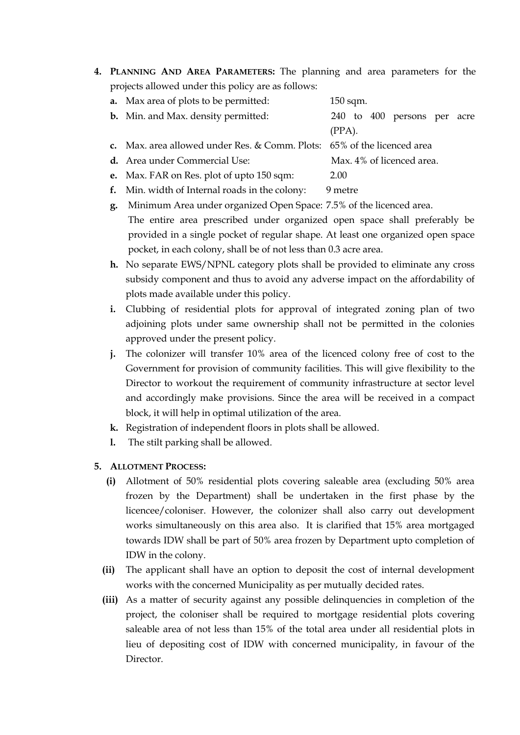4. **PLANNING AND AREA PARAMETERS:** The planning and area parameters for the projects allowed under this policy are as follows:

   **a.** Max area of plots to be permitted: 150 sqm.

   **b.** Min. and Max. density permitted: 240 to 400 persons per acre (PPA).

   **c.** Max. area allowed under Res. & Comm. Plots: 65% of the licenced area

   **d.** Area under Commercial Use: Max. 4% of licenced area.

   **e.** Max. FAR on Res. plot of upto 150 sqm: 2.00

   **f.** Min. width of Internal roads in the colony: 9 metre

   **g.** Minimum Area under organized Open Space: 7.5% of the licenced area. The entire area prescribed under organized open space shall preferably be provided in a single pocket of regular shape. At least one organized open space pocket, in each colony, shall be of not less than 0.3 acre area.

   **h.** No separate EWS/NPNL category plots shall be provided to eliminate any cross subsidy component and thus to avoid any adverse impact on the affordability of plots made available under this policy.

   **i.** Clubbing of residential plots for approval of integrated zoning plan of two adjoining plots under same ownership shall not be permitted in the colonies approved under the present policy.

   **j.** The colonizer will transfer 10% area of the licenced colony free of cost to the Government for provision of community facilities. This will give flexibility to the Director to workout the requirement of community infrastructure at sector level and accordingly make provisions. Since the area will be received in a compact block, it will help in optimal utilization of the area.

   **k.** Registration of independent floors in plots shall be allowed.

   **l.** The stilt parking shall be allowed.

5. **ALLOTMENT PROCESS:**

   **(i)** Allotment of 50% residential plots covering saleable area (excluding 50% area frozen by the Department) shall be undertaken in the first phase by the licencee/coloniser. However, the colonizer shall also carry out development works simultaneously on this area also. It is clarified that 15% area mortgaged towards IDW shall be part of 50% area frozen by Department upto completion of IDW in the colony.

   **(ii)** The applicant shall have an option to deposit the cost of internal development works with the concerned Municipality as per mutually decided rates.

   **(iii)** As a matter of security against any possible delinquencies in completion of the project, the coloniser shall be required to mortgage residential plots covering saleable area of not less than 15% of the total area under all residential plots in lieu of depositing cost of IDW with concerned municipality, in favour of the Director.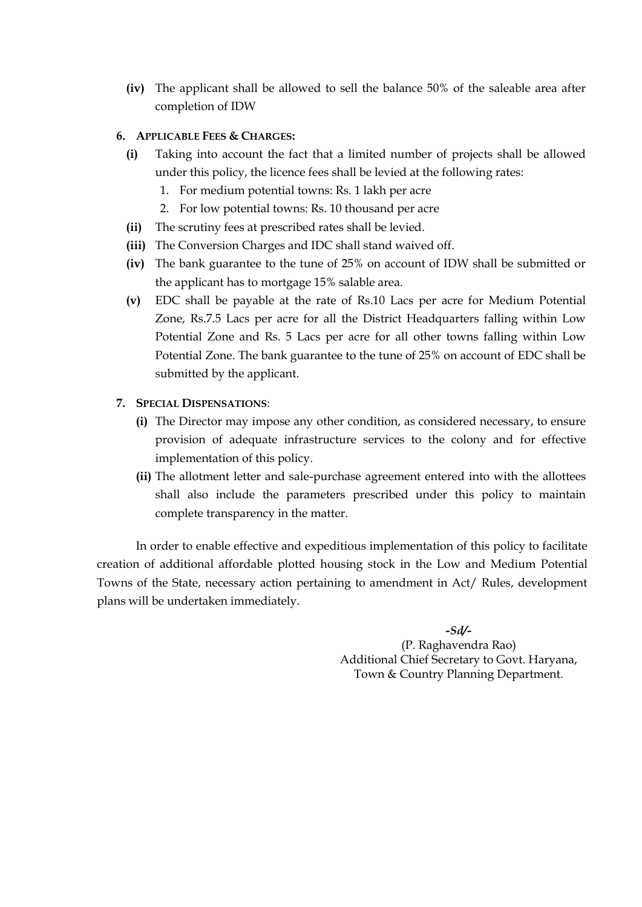**(iv)** The applicant shall be allowed to sell the balance 50% of the saleable area after completion of IDW

**6. APPLICABLE FEES & CHARGES:**

**(i)** Taking into account the fact that a limited number of projects shall be allowed under this policy, the licence fees shall be levied at the following rates:

1. For medium potential towns: Rs. 1 lakh per acre
2. For low potential towns: Rs. 10 thousand per acre

**(ii)** The scrutiny fees at prescribed rates shall be levied.

**(iii)** The Conversion Charges and IDC shall stand waived off.

**(iv)** The bank guarantee to the tune of 25% on account of IDW shall be submitted or the applicant has to mortgage 15% salable area.

**(v)** EDC shall be payable at the rate of Rs.10 Lacs per acre for Medium Potential Zone, Rs.7.5 Lacs per acre for all the District Headquarters falling within Low Potential Zone and Rs. 5 Lacs per acre for all other towns falling within Low Potential Zone. The bank guarantee to the tune of 25% on account of EDC shall be submitted by the applicant.

**7. SPECIAL DISPENSATIONS:**

**(i)** The Director may impose any other condition, as considered necessary, to ensure provision of adequate infrastructure services to the colony and for effective implementation of this policy.

**(ii)** The allotment letter and sale-purchase agreement entered into with the allottees shall also include the parameters prescribed under this policy to maintain complete transparency in the matter.

In order to enable effective and expeditious implementation of this policy to facilitate creation of additional affordable plotted housing stock in the Low and Medium Potential Towns of the State, necessary action pertaining to amendment in Act/ Rules, development plans will be undertaken immediately.

*-Sd/-*
(P. Raghavendra Rao)
Additional Chief Secretary to Govt. Haryana,
Town & Country Planning Department.